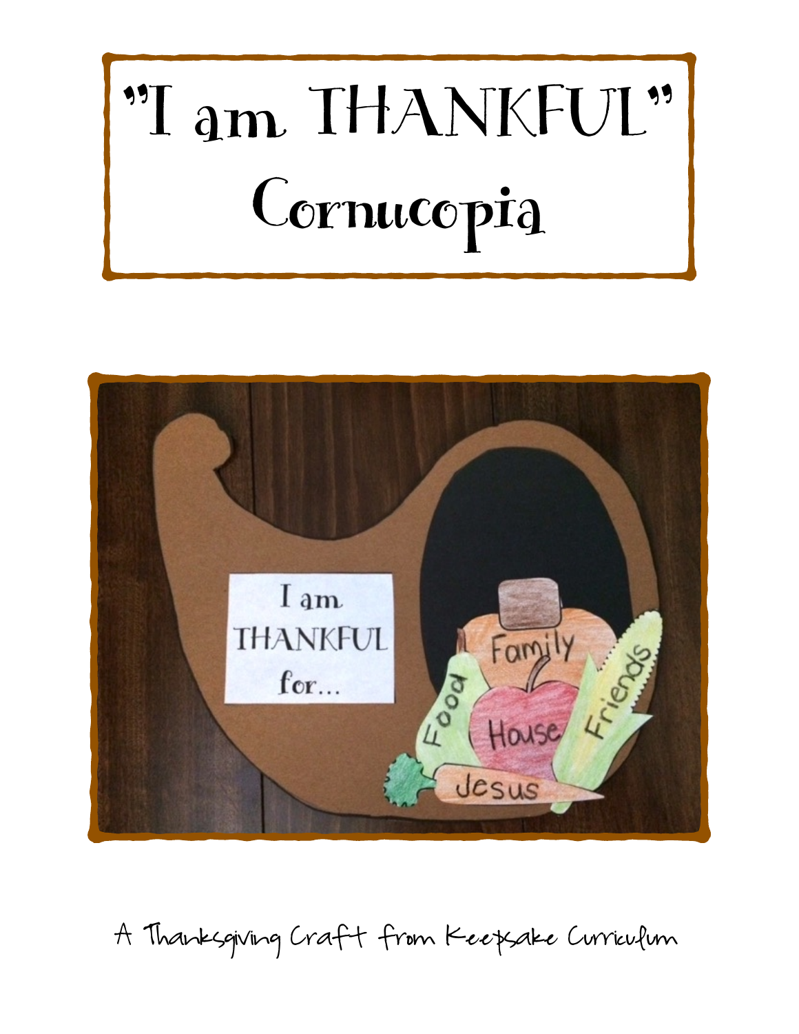# "I am THANKFUL" Cornucopia

A Thanksgiving Craft from Keepsake Curriculum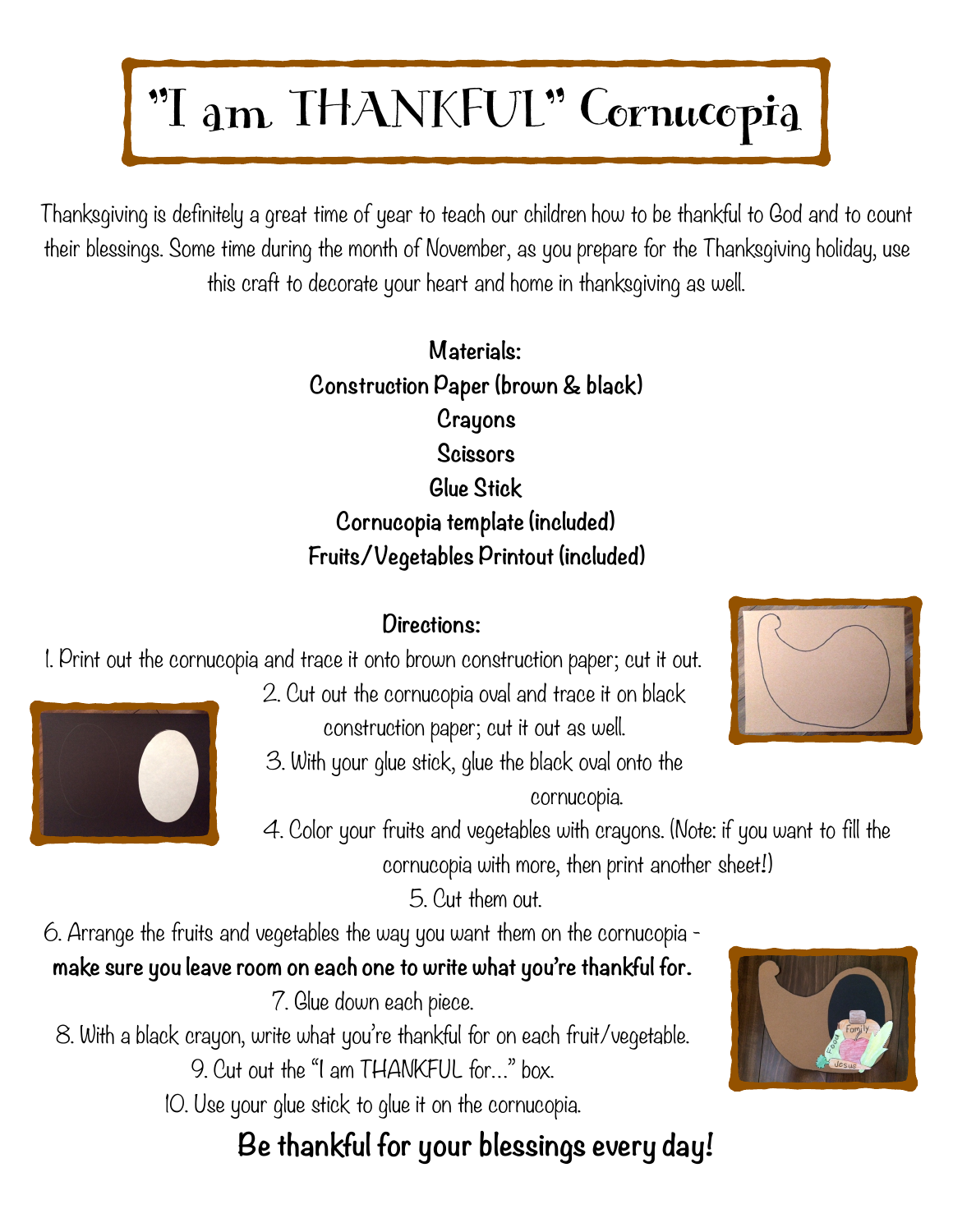# "I am THANKFUL" Cornucopia

Thanksgiving is definitely a great time of year to teach our children how to be thankful to God and to count their blessings. Some time during the month of November, as you prepare for the Thanksgiving holiday, use this craft to decorate your heart and home in thanksgiving as well.

**Materials:**

**Construction Paper (brown & black)**
**Crayons**
**Scissors**
**Glue Stick**
**Cornucopia template (included)**
**Fruits/Vegetables Printout (included)**

**Directions:**

1. Print out the cornucopia and trace it onto brown construction paper; cut it out.
2. Cut out the cornucopia oval and trace it on black construction paper; cut it out as well.
3. With your glue stick, glue the black oval onto the cornucopia.
4. Color your fruits and vegetables with crayons. (Note: if you want to fill the cornucopia with more, then print another sheet!)
5. Cut them out.
6. Arrange the fruits and vegetables the way you want them on the cornucopia - **make sure you leave room on each one to write what you're thankful for.**
7. Glue down each piece.
8. With a black crayon, write what you're thankful for on each fruit/vegetable.
9. Cut out the "I am THANKFUL for..." box.
10. Use your glue stick to glue it on the cornucopia.

**Be thankful for your blessings every day!**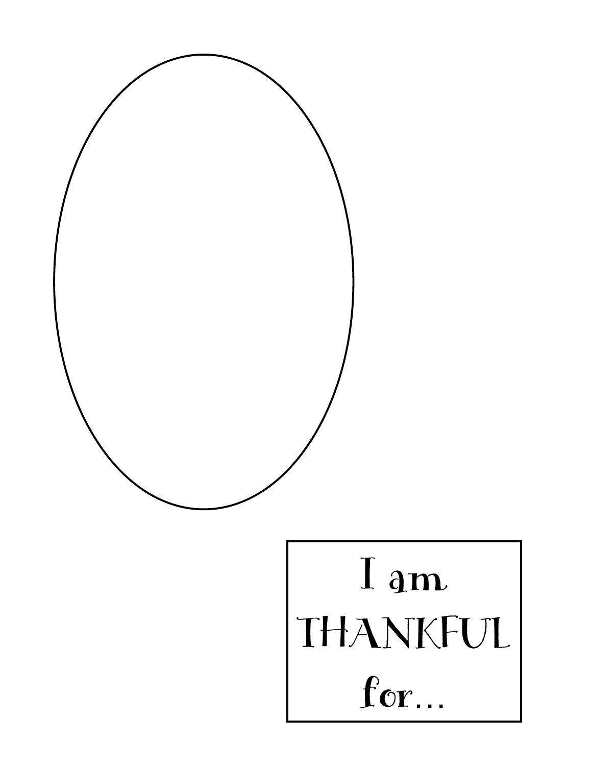I am
THANKFUL
for…